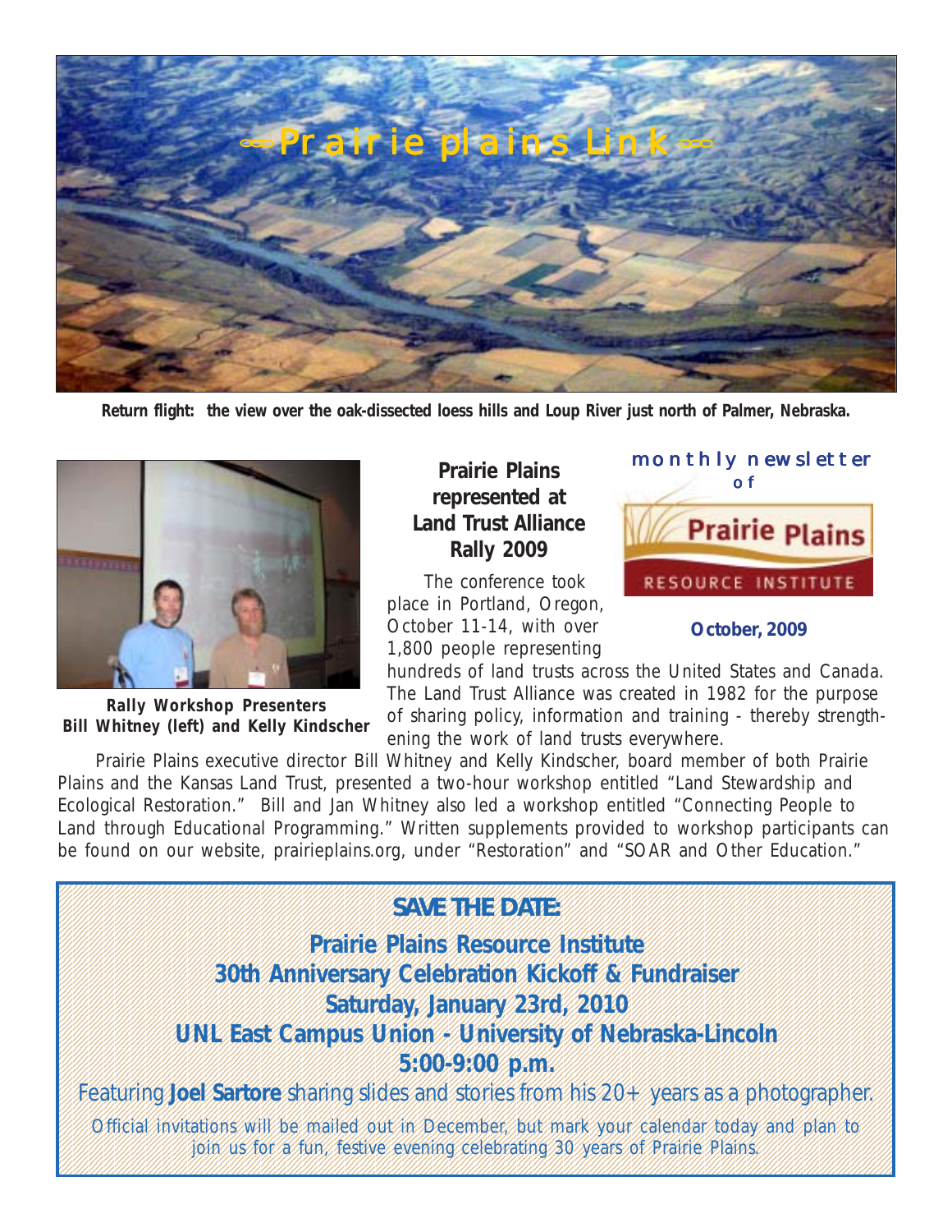# Prairie plains Link

Return flight: the view over the oak-dissected loess hills and Loup River just north of Palmer, Nebraska.

monthly newsletter of Prairie Plains Resource Institute

**October, 2009**

## Prairie Plains represented at Land Trust Alliance Rally 2009

Rally Workshop Presenters Bill Whitney (left) and Kelly Kindscher

The conference took place in Portland, Oregon, October 11-14, with over 1,800 people representing hundreds of land trusts across the United States and Canada. The Land Trust Alliance was created in 1982 for the purpose of sharing policy, information and training - thereby strengthening the work of land trusts everywhere.

Prairie Plains executive director Bill Whitney and Kelly Kindscher, board member of both Prairie Plains and the Kansas Land Trust, presented a two-hour workshop entitled "Land Stewardship and Ecological Restoration." Bill and Jan Whitney also led a workshop entitled "Connecting People to Land through Educational Programming." Written supplements provided to workshop participants can be found on our website, prairieplains.org, under "Restoration" and "SOAR and Other Education."

**SAVE THE DATE:**

**Prairie Plains Resource Institute**
**30th Anniversary Celebration Kickoff & Fundraiser**
**Saturday, January 23rd, 2010**
**UNL East Campus Union - University of Nebraska-Lincoln**
**5:00-9:00 p.m.**

Featuring **Joel Sartore** sharing slides and stories from his 20+ years as a photographer.

*Official invitations will be mailed out in December, but mark your calendar today and plan to join us for a fun, festive evening celebrating 30 years of Prairie Plains.*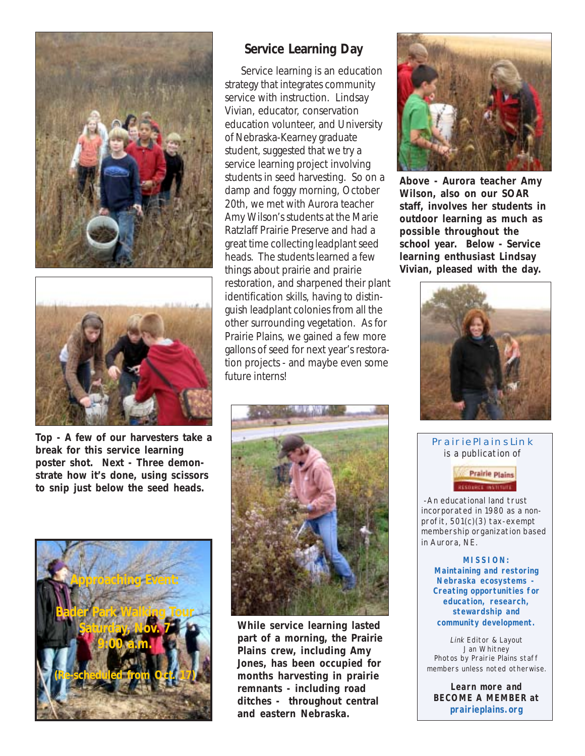## Service Learning Day

Service learning is an education strategy that integrates community service with instruction. Lindsay Vivian, educator, conservation education volunteer, and University of Nebraska-Kearney graduate student, suggested that we try a service learning project involving students in seed harvesting. So on a damp and foggy morning, October 20th, we met with Aurora teacher Amy Wilson's students at the Marie Ratzlaff Prairie Preserve and had a great time collecting leadplant seed heads. The students learned a few things about prairie and prairie restoration, and sharpened their plant identification skills, having to distinguish leadplant colonies from all the other surrounding vegetation. As for Prairie Plains, we gained a few more gallons of seed for next year's restoration projects - and maybe even some future interns!

**Top - A few of our harvesters take a break for this service learning poster shot. Next - Three demonstrate how it's done, using scissors to snip just below the seed heads.**

**Above - Aurora teacher Amy Wilson, also on our SOAR staff, involves her students in outdoor learning as much as possible throughout the school year. Below - Service learning enthusiast Lindsay Vivian, pleased with the day.**

**While service learning lasted part of a morning, the Prairie Plains crew, including Amy Jones, has been occupied for months harvesting in prairie remnants - including road ditches - throughout central and eastern Nebraska.**

**Approaching Event:**

**Bader Park Walking Tour**
**Saturday, Nov. 7**
**9:00 a.m.**
**(Re-scheduled from Oct. 17)**

---

Prairie Plains Link
is a publication of

Prairie Plains RESOURCE INSTITUTE

-An educational land trust incorporated in 1980 as a non-profit, 501(c)(3) tax-exempt membership organization based in Aurora, NE.

**MISSION:**
**Maintaining and restoring Nebraska ecosystems - Creating opportunities for education, research, stewardship and community development.**

*Link* Editor & Layout
Jan Whitney
Photos by Prairie Plains staff members unless noted otherwise.

**Learn more and BECOME A MEMBER at prairieplains.org**